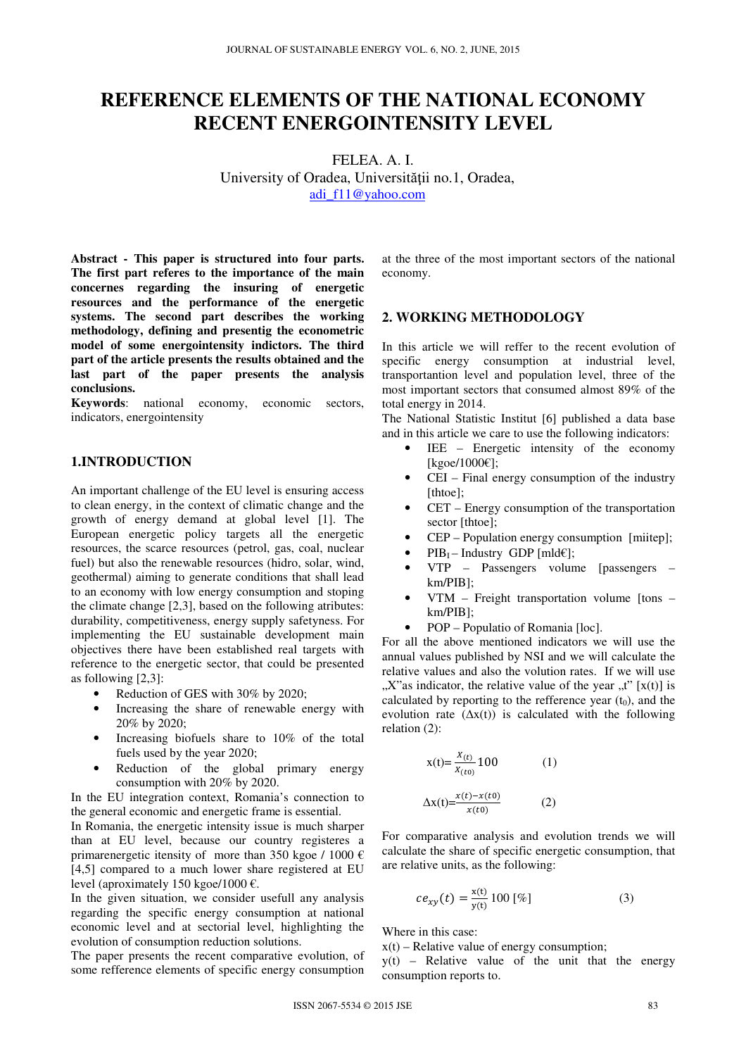# REFERENCE ELEMENTS OF THE NATIONAL ECONOMY RECENT ENERGOINTENSITY LEVEL

FELEA. A. I.
University of Oradea, Universităţii no.1, Oradea,
adi_f11@yahoo.com

**Abstract - This paper is structured into four parts. The first part referes to the importance of the main concernes regarding the insuring of energetic resources and the performance of the energetic systems. The second part describes the working methodology, defining and presentig the econometric model of some energointensity indictors. The third part of the article presents the results obtained and the last part of the paper presents the analysis conclusions.**

**Keywords**: national economy, economic sectors, indicators, energointensity

## 1.INTRODUCTION

An important challenge of the EU level is ensuring access to clean energy, in the context of climatic change and the growth of energy demand at global level [1]. The European energetic policy targets all the energetic resources, the scarce resources (petrol, gas, coal, nuclear fuel) but also the renewable resources (hidro, solar, wind, geothermal) aiming to generate conditions that shall lead to an economy with low energy consumption and stoping the climate change [2,3], based on the following atributes: durability, competitiveness, energy supply safetyness. For implementing the EU sustainable development main objectives there have been established real targets with reference to the energetic sector, that could be presented as following [2,3]:

- Reduction of GES with 30% by 2020;
- Increasing the share of renewable energy with 20% by 2020;
- Increasing biofuels share to 10% of the total fuels used by the year 2020;
- Reduction of the global primary energy consumption with 20% by 2020.

In the EU integration context, Romania's connection to the general economic and energetic frame is essential.

In Romania, the energetic intensity issue is much sharper than at EU level, because our country registeres a primarenergetic itensity of more than 350 kgoe / 1000 € [4,5] compared to a much lower share registered at EU level (aproximately 150 kgoe/1000 €.

In the given situation, we consider usefull any analysis regarding the specific energy consumption at national economic level and at sectorial level, highlighting the evolution of consumption reduction solutions.

The paper presents the recent comparative evolution, of some refference elements of specific energy consumption at the three of the most important sectors of the national economy.

## 2. WORKING METHODOLOGY

In this article we will reffer to the recent evolution of specific energy consumption at industrial level, transportantion level and population level, three of the most important sectors that consumed almost 89% of the total energy in 2014.

The National Statistic Institut [6] published a data base and in this article we care to use the following indicators:

- IEE – Energetic intensity of the economy [kgoe/1000€];
- CEI – Final energy consumption of the industry [thtoe];
- CET – Energy consumption of the transportation sector [thtoe];
- CEP – Population energy consumption [miitep];
- $PIB_1$ – Industry GDP [mld€];
- VTP – Passengers volume [passengers – km/PIB];
- VTM – Freight transportation volume [tons – km/PIB];
- POP – Populatio of Romania [loc].

For all the above mentioned indicators we will use the annual values published by NSI and we will calculate the relative values and also the volution rates. If we will use „X"as indicator, the relative value of the year „t" [x(t)] is calculated by reporting to the refference year ($t_0$), and the evolution rate (Δx(t)) is calculated with the following relation (2):

$$x(t)=\frac{X_{(t)}}{X_{(t0)}}100 \qquad (1)$$

$$\Delta x(t)=\frac{x(t)-x(t0)}{x(t0)} \qquad (2)$$

For comparative analysis and evolution trends we will calculate the share of specific energetic consumption, that are relative units, as the following:

$$ce_{xy}(t) = \frac{x(t)}{y(t)}100\ [\%] \qquad (3)$$

Where in this case:
x(t) – Relative value of energy consumption;
y(t) – Relative value of the unit that the energy consumption reports to.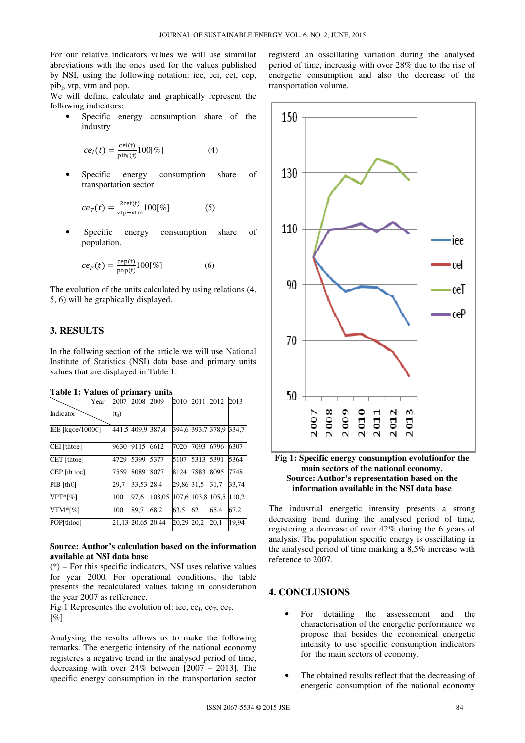For our relative indicators values we will use simmilar abreviations with the ones used for the values published by NSI, using the following notation: iee, cei, cet, cep, $pib_I$, vtp, vtm and pop.

We will define, calculate and graphically represent the following indicators:

- Specific energy consumption share of the industry

$$ce_I(t) = \frac{cei(t)}{pib_I(t)}100[\%] \qquad (4)$$

- Specific energy consumption share of transportation sector

$$ce_T(t) = \frac{2cet(t)}{vtp+vtm}100[\%] \qquad (5)$$

- Specific energy consumption share of population.

$$ce_P(t) = \frac{cep(t)}{pop(t)}100[\%] \qquad (6)$$

The evolution of the units calculated by using relations (4, 5, 6) will be graphically displayed.

## 3. RESULTS

In the follwing section of the article we will use National Institute of Statistics (NSI) data base and primary units values that are displayed in Table 1.

**Table 1: Values of primary units**

| Indicator \ Year | 2007 ($t_0$) | 2008 | 2009 | 2010 | 2011 | 2012 | 2013 |
|---|---|---|---|---|---|---|---|
| IEE [kgoe/1000€] | 441,5 | 409,9 | 387,4 | 394,6 | 393,7 | 378,9 | 334,7 |
| CEI [thtoe] | 9630 | 9115 | 6612 | 7020 | 7093 | 6796 | 6307 |
| CET [thtoe] | 4729 | 5399 | 5377 | 5107 | 5313 | 5391 | 5364 |
| CEP [th toe] | 7559 | 8089 | 8077 | 8124 | 7883 | 8095 | 7748 |
| PIB [th€] | 29,7 | 33,53 | 28,4 | 29,86 | 31,5 | 31,7 | 33,74 |
| VPT*[%] | 100 | 97,6 | 108,05 | 107,6 | 103,8 | 105,5 | 110,2 |
| VTM*[%] | 100 | 89,7 | 68,2 | 63,5 | 62 | 65,4 | 67,2 |
| POP[thloc] | 21,13 | 20,65 | 20,44 | 20,29 | 20,2 | 20,1 | 19,94 |

**Source: Author's calculation based on the information available at NSI data base**

(*) – For this specific indicators, NSI uses relative values for year 2000. For operational conditions, the table presents the recalculated values taking in consideration the year 2007 as refference.

Fig 1 Representes the evolution of: iee, $ce_I$, $ce_T$, $ce_P$. [%]

Analysing the results allows us to make the following remarks. The energetic intensity of the national economy registeres a negative trend in the analysed period of time, decreasing with over 24% between [2007 – 2013]. The specific energy consumption in the transportation sector registerd an osscillating variation during the analysed period of time, increasig with over 28% due to the rise of energetic consumption and also the decrease of the transportation volume.

**Fig 1: Specific energy consumption evolutionfor the main sectors of the national economy. Source: Author's representation based on the information available in the NSI data base**

The industrial energetic intensity presents a strong decreasing trend during the analysed period of time, registering a decrease of over 42% during the 6 years of analysis. The population specific energy is osscillating in the analysed period of time marking a 8,5% increase with reference to 2007.

## 4. CONCLUSIONS

- For detailing the assessement and the characterisation of the energetic performance we propose that besides the economical energetic intensity to use specific consumption indicators for the main sectors of economy.

- The obtained results reflect that the decreasing of energetic consumption of the national economy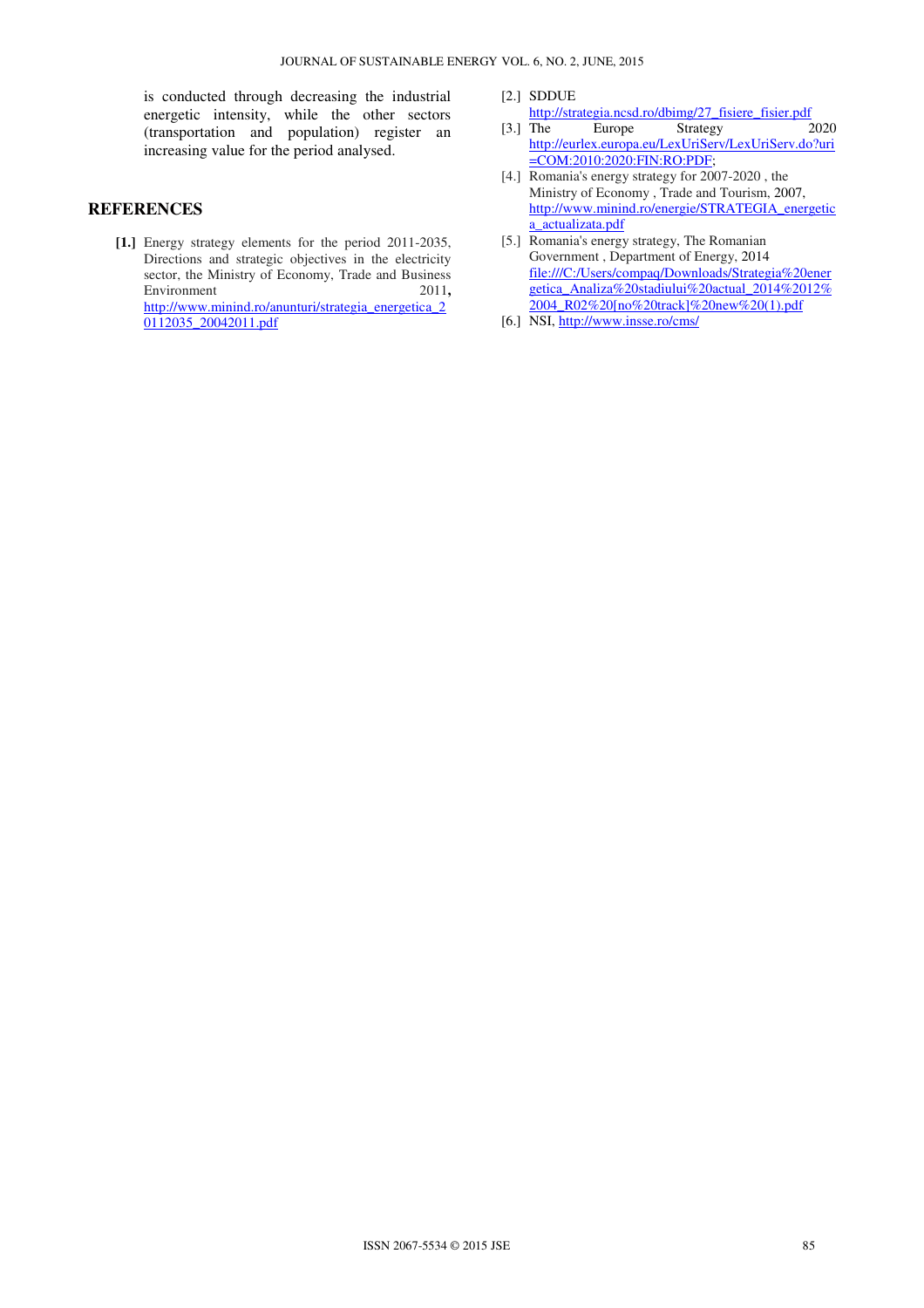is conducted through decreasing the industrial energetic intensity, while the other sectors (transportation and population) register an increasing value for the period analysed.

## REFERENCES

**[1.]** Energy strategy elements for the period 2011-2035, Directions and strategic objectives in the electricity sector, the Ministry of Economy, Trade and Business Environment 2011, http://www.minind.ro/anunturi/strategia_energetica_20112035_20042011.pdf

[2.] SDDUE http://strategia.ncsd.ro/dbimg/27_fisiere_fisier.pdf

[3.] The Europe Strategy 2020 http://eurlex.europa.eu/LexUriServ/LexUriServ.do?uri=COM:2010:2020:FIN:RO:PDF;

[4.] Romania's energy strategy for 2007-2020 , the Ministry of Economy , Trade and Tourism, 2007, http://www.minind.ro/energie/STRATEGIA_energetica_actualizata.pdf

[5.] Romania's energy strategy, The Romanian Government , Department of Energy, 2014 file:///C:/Users/compaq/Downloads/Strategia%20energetica_Analiza%20stadiului%20actual_2014%2012%2004_R02%20[no%20track]%20new%20(1).pdf

[6.] NSI, http://www.insse.ro/cms/